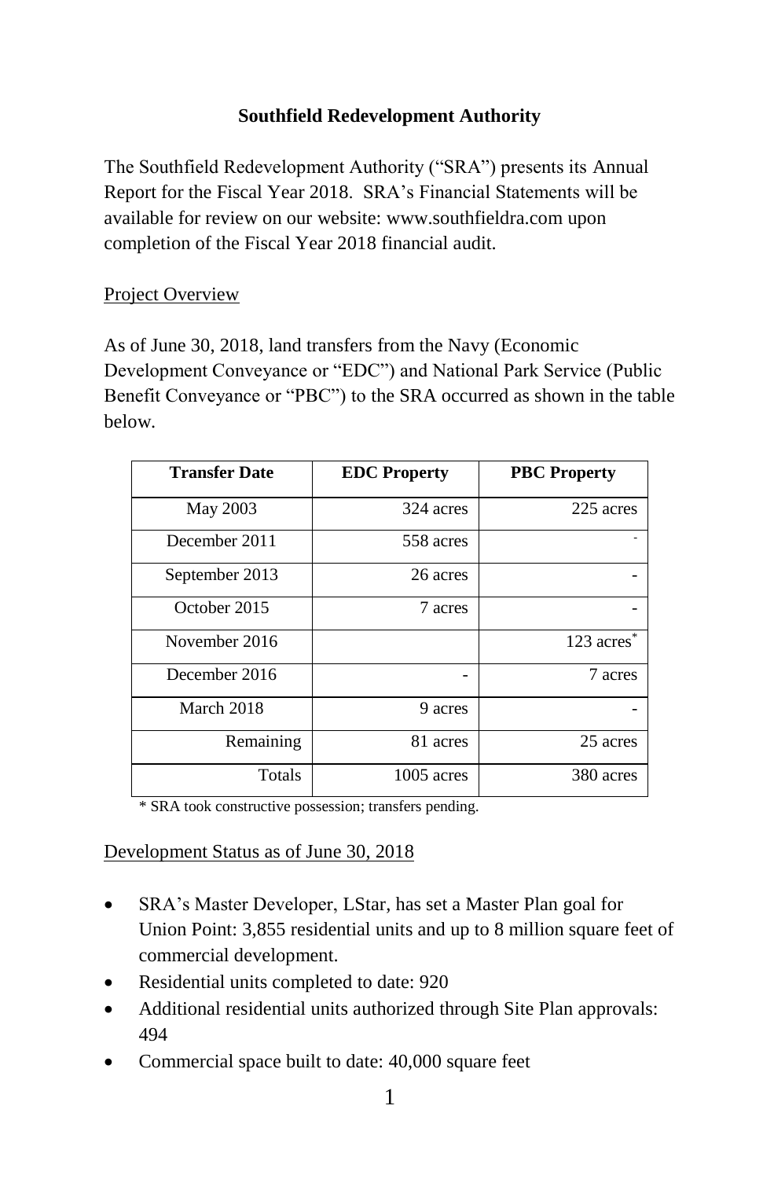# Southfield Redevelopment Authority

The Southfield Redevelopment Authority ("SRA") presents its Annual Report for the Fiscal Year 2018. SRA's Financial Statements will be available for review on our website: www.southfieldra.com upon completion of the Fiscal Year 2018 financial audit.

## Project Overview

As of June 30, 2018, land transfers from the Navy (Economic Development Conveyance or "EDC") and National Park Service (Public Benefit Conveyance or "PBC") to the SRA occurred as shown in the table below.

| Transfer Date | EDC Property | PBC Property |
|---|---|---|
| May 2003 | 324 acres | 225 acres |
| December 2011 | 558 acres | - |
| September 2013 | 26 acres | - |
| October 2015 | 7 acres | - |
| November 2016 | | 123 acres* |
| December 2016 | - | 7 acres |
| March 2018 | 9 acres | - |
| Remaining | 81 acres | 25 acres |
| Totals | 1005 acres | 380 acres |

* SRA took constructive possession; transfers pending.

## Development Status as of June 30, 2018

- SRA's Master Developer, LStar, has set a Master Plan goal for Union Point: 3,855 residential units and up to 8 million square feet of commercial development.
- Residential units completed to date: 920
- Additional residential units authorized through Site Plan approvals: 494
- Commercial space built to date: 40,000 square feet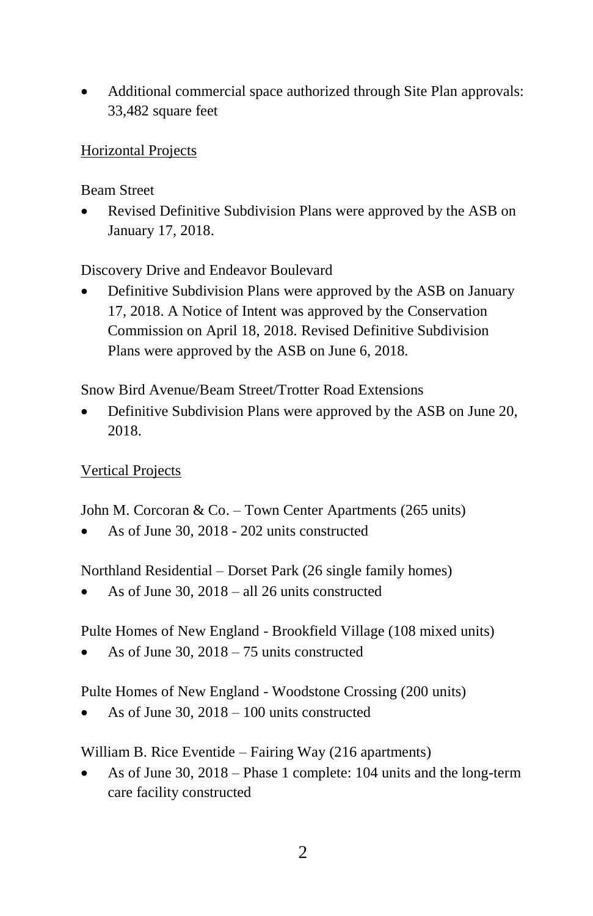- Additional commercial space authorized through Site Plan approvals: 33,482 square feet

<u>Horizontal Projects</u>

Beam Street

- Revised Definitive Subdivision Plans were approved by the ASB on January 17, 2018.

Discovery Drive and Endeavor Boulevard

- Definitive Subdivision Plans were approved by the ASB on January 17, 2018. A Notice of Intent was approved by the Conservation Commission on April 18, 2018. Revised Definitive Subdivision Plans were approved by the ASB on June 6, 2018.

Snow Bird Avenue/Beam Street/Trotter Road Extensions

- Definitive Subdivision Plans were approved by the ASB on June 20, 2018.

<u>Vertical Projects</u>

John M. Corcoran & Co. – Town Center Apartments (265 units)

- As of June 30, 2018 - 202 units constructed

Northland Residential – Dorset Park (26 single family homes)

- As of June 30, 2018 – all 26 units constructed

Pulte Homes of New England - Brookfield Village (108 mixed units)

- As of June 30, 2018 – 75 units constructed

Pulte Homes of New England - Woodstone Crossing (200 units)

- As of June 30, 2018 – 100 units constructed

William B. Rice Eventide – Fairing Way (216 apartments)

- As of June 30, 2018 – Phase 1 complete: 104 units and the long-term care facility constructed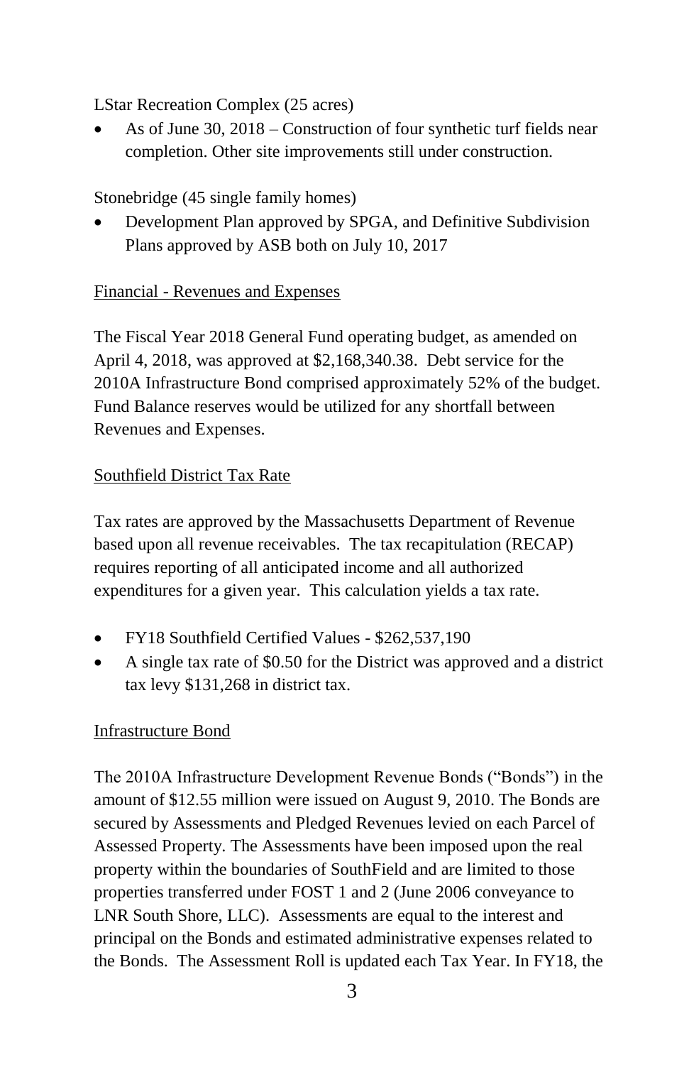LStar Recreation Complex (25 acres)

- As of June 30, 2018 – Construction of four synthetic turf fields near completion. Other site improvements still under construction.

Stonebridge (45 single family homes)

- Development Plan approved by SPGA, and Definitive Subdivision Plans approved by ASB both on July 10, 2017

<u>Financial - Revenues and Expenses</u>

The Fiscal Year 2018 General Fund operating budget, as amended on April 4, 2018, was approved at $2,168,340.38. Debt service for the 2010A Infrastructure Bond comprised approximately 52% of the budget. Fund Balance reserves would be utilized for any shortfall between Revenues and Expenses.

<u>Southfield District Tax Rate</u>

Tax rates are approved by the Massachusetts Department of Revenue based upon all revenue receivables. The tax recapitulation (RECAP) requires reporting of all anticipated income and all authorized expenditures for a given year. This calculation yields a tax rate.

- FY18 Southfield Certified Values - $262,537,190
- A single tax rate of $0.50 for the District was approved and a district tax levy $131,268 in district tax.

<u>Infrastructure Bond</u>

The 2010A Infrastructure Development Revenue Bonds ("Bonds") in the amount of $12.55 million were issued on August 9, 2010. The Bonds are secured by Assessments and Pledged Revenues levied on each Parcel of Assessed Property. The Assessments have been imposed upon the real property within the boundaries of SouthField and are limited to those properties transferred under FOST 1 and 2 (June 2006 conveyance to LNR South Shore, LLC). Assessments are equal to the interest and principal on the Bonds and estimated administrative expenses related to the Bonds. The Assessment Roll is updated each Tax Year. In FY18, the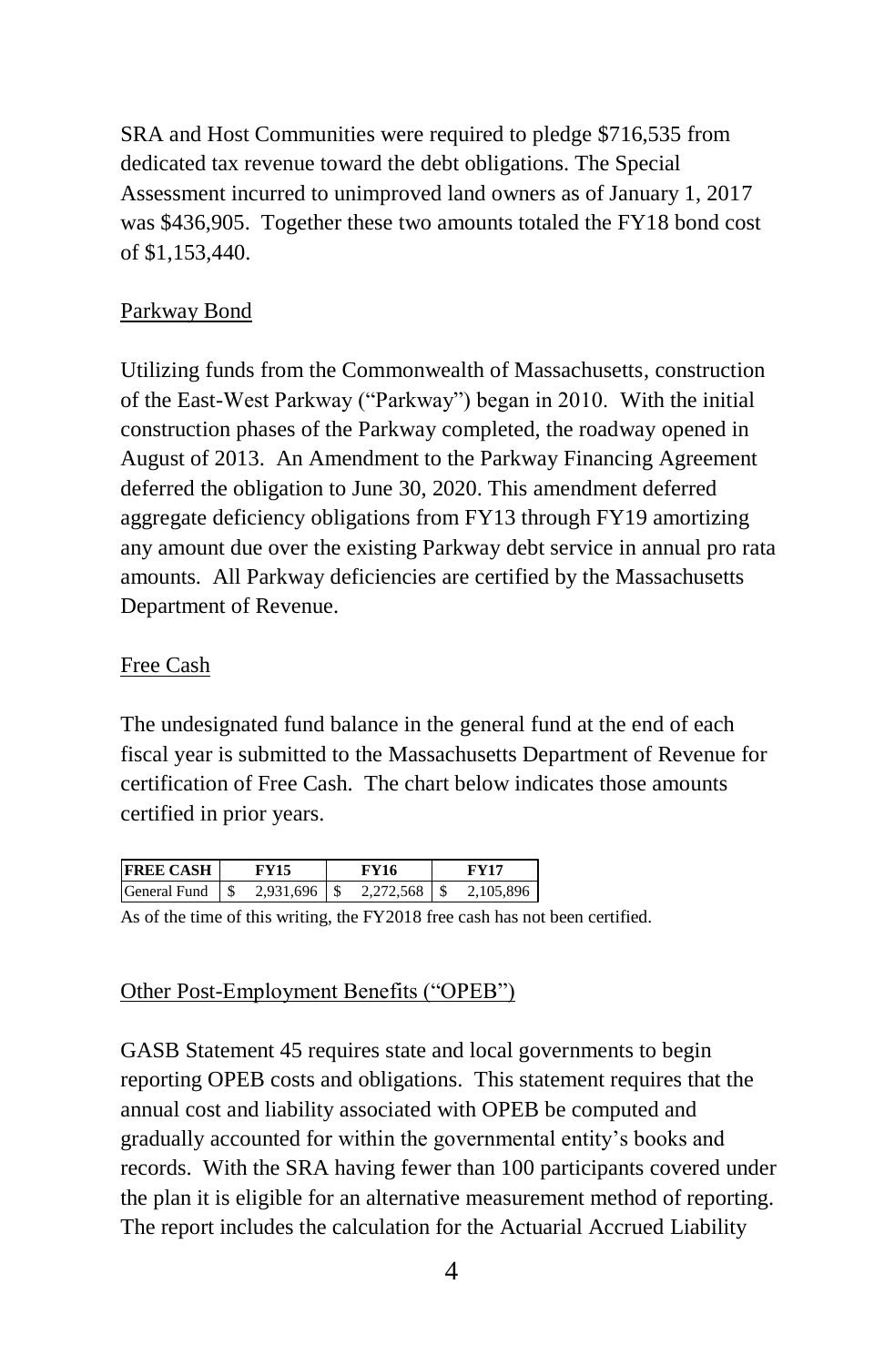SRA and Host Communities were required to pledge $716,535 from dedicated tax revenue toward the debt obligations. The Special Assessment incurred to unimproved land owners as of January 1, 2017 was $436,905. Together these two amounts totaled the FY18 bond cost of $1,153,440.

Parkway Bond

Utilizing funds from the Commonwealth of Massachusetts, construction of the East-West Parkway ("Parkway") began in 2010. With the initial construction phases of the Parkway completed, the roadway opened in August of 2013. An Amendment to the Parkway Financing Agreement deferred the obligation to June 30, 2020. This amendment deferred aggregate deficiency obligations from FY13 through FY19 amortizing any amount due over the existing Parkway debt service in annual pro rata amounts. All Parkway deficiencies are certified by the Massachusetts Department of Revenue.

Free Cash

The undesignated fund balance in the general fund at the end of each fiscal year is submitted to the Massachusetts Department of Revenue for certification of Free Cash. The chart below indicates those amounts certified in prior years.

| **FREE CASH** | **FY15** | **FY16** | **FY17** |
|---|---|---|---|
| General Fund | $ 2,931,696 | $ 2,272,568 | $ 2,105,896 |

As of the time of this writing, the FY2018 free cash has not been certified.

Other Post-Employment Benefits ("OPEB")

GASB Statement 45 requires state and local governments to begin reporting OPEB costs and obligations. This statement requires that the annual cost and liability associated with OPEB be computed and gradually accounted for within the governmental entity's books and records. With the SRA having fewer than 100 participants covered under the plan it is eligible for an alternative measurement method of reporting. The report includes the calculation for the Actuarial Accrued Liability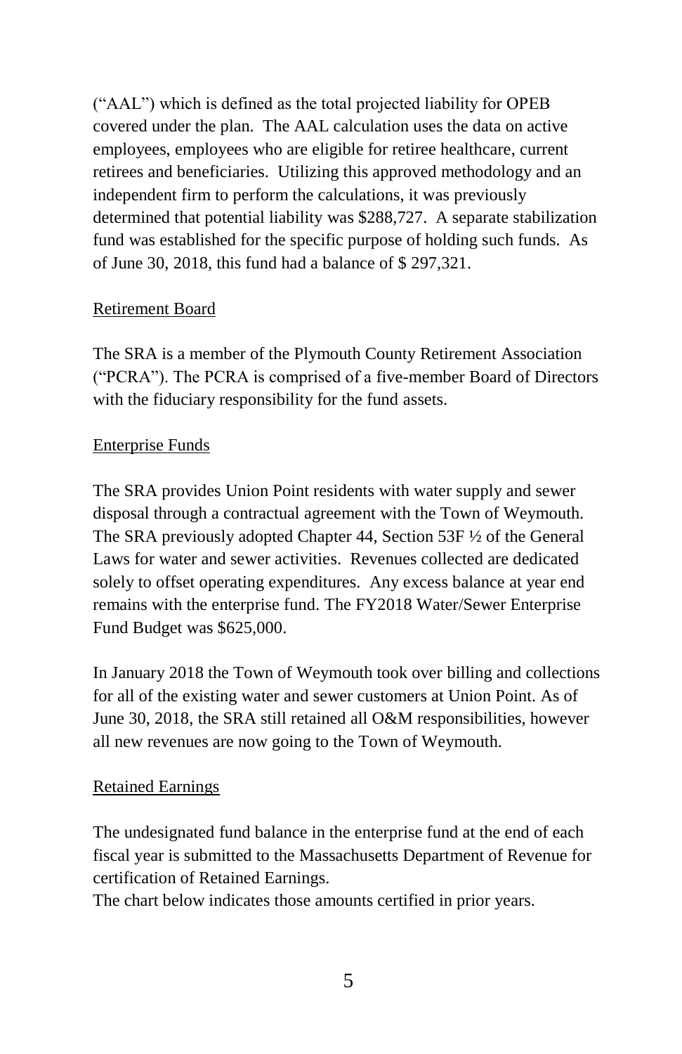("AAL") which is defined as the total projected liability for OPEB covered under the plan. The AAL calculation uses the data on active employees, employees who are eligible for retiree healthcare, current retirees and beneficiaries. Utilizing this approved methodology and an independent firm to perform the calculations, it was previously determined that potential liability was $288,727. A separate stabilization fund was established for the specific purpose of holding such funds. As of June 30, 2018, this fund had a balance of $ 297,321.

<u>Retirement Board</u>

The SRA is a member of the Plymouth County Retirement Association ("PCRA"). The PCRA is comprised of a five-member Board of Directors with the fiduciary responsibility for the fund assets.

<u>Enterprise Funds</u>

The SRA provides Union Point residents with water supply and sewer disposal through a contractual agreement with the Town of Weymouth. The SRA previously adopted Chapter 44, Section 53F ½ of the General Laws for water and sewer activities. Revenues collected are dedicated solely to offset operating expenditures. Any excess balance at year end remains with the enterprise fund. The FY2018 Water/Sewer Enterprise Fund Budget was $625,000.

In January 2018 the Town of Weymouth took over billing and collections for all of the existing water and sewer customers at Union Point. As of June 30, 2018, the SRA still retained all O&M responsibilities, however all new revenues are now going to the Town of Weymouth.

<u>Retained Earnings</u>

The undesignated fund balance in the enterprise fund at the end of each fiscal year is submitted to the Massachusetts Department of Revenue for certification of Retained Earnings.
The chart below indicates those amounts certified in prior years.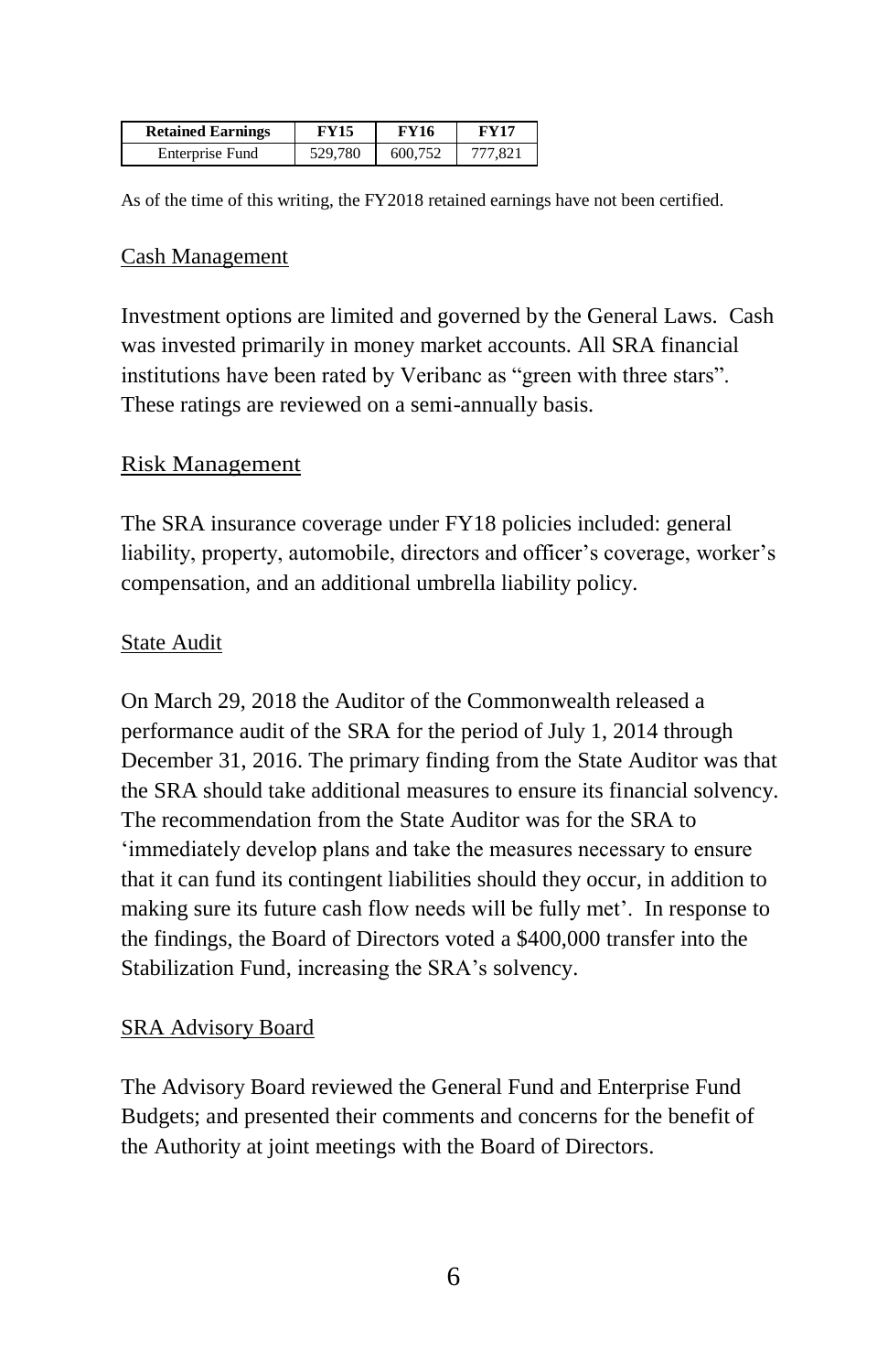| Retained Earnings | FY15 | FY16 | FY17 |
|---|---|---|---|
| Enterprise Fund | 529,780 | 600,752 | 777,821 |

As of the time of this writing, the FY2018 retained earnings have not been certified.

## Cash Management

Investment options are limited and governed by the General Laws. Cash was invested primarily in money market accounts. All SRA financial institutions have been rated by Veribanc as "green with three stars". These ratings are reviewed on a semi-annually basis.

## Risk Management

The SRA insurance coverage under FY18 policies included: general liability, property, automobile, directors and officer's coverage, worker's compensation, and an additional umbrella liability policy.

## State Audit

On March 29, 2018 the Auditor of the Commonwealth released a performance audit of the SRA for the period of July 1, 2014 through December 31, 2016. The primary finding from the State Auditor was that the SRA should take additional measures to ensure its financial solvency. The recommendation from the State Auditor was for the SRA to 'immediately develop plans and take the measures necessary to ensure that it can fund its contingent liabilities should they occur, in addition to making sure its future cash flow needs will be fully met'. In response to the findings, the Board of Directors voted a $400,000 transfer into the Stabilization Fund, increasing the SRA's solvency.

## SRA Advisory Board

The Advisory Board reviewed the General Fund and Enterprise Fund Budgets; and presented their comments and concerns for the benefit of the Authority at joint meetings with the Board of Directors.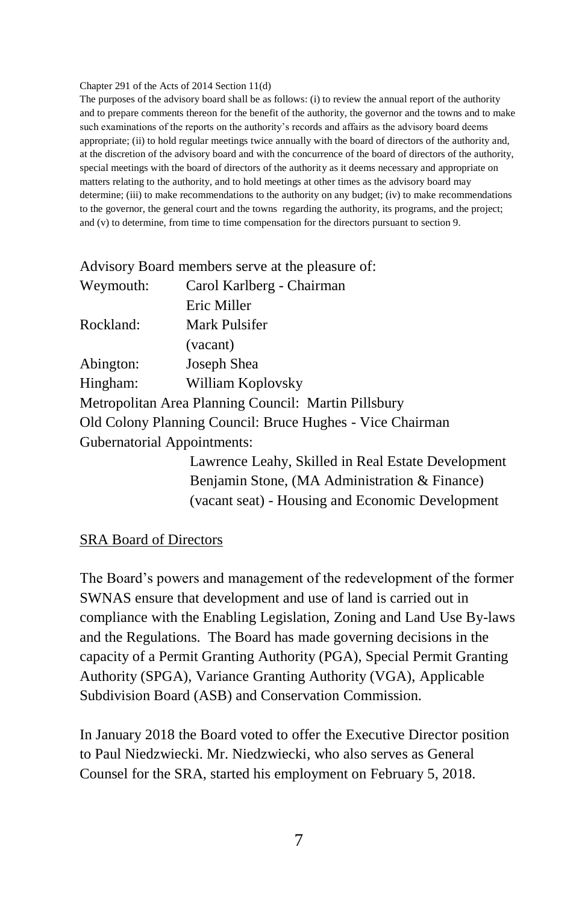Chapter 291 of the Acts of 2014 Section 11(d)

The purposes of the advisory board shall be as follows: (i) to review the annual report of the authority and to prepare comments thereon for the benefit of the authority, the governor and the towns and to make such examinations of the reports on the authority's records and affairs as the advisory board deems appropriate; (ii) to hold regular meetings twice annually with the board of directors of the authority and, at the discretion of the advisory board and with the concurrence of the board of directors of the authority, special meetings with the board of directors of the authority as it deems necessary and appropriate on matters relating to the authority, and to hold meetings at other times as the advisory board may determine; (iii) to make recommendations to the authority on any budget; (iv) to make recommendations to the governor, the general court and the towns regarding the authority, its programs, and the project; and (v) to determine, from time to time compensation for the directors pursuant to section 9.

Advisory Board members serve at the pleasure of:

| | |
|---|---|
| Weymouth: | Carol Karlberg - Chairman |
| | Eric Miller |
| Rockland: | Mark Pulsifer |
| | (vacant) |
| Abington: | Joseph Shea |
| Hingham: | William Koplovsky |

Metropolitan Area Planning Council: Martin Pillsbury

Old Colony Planning Council: Bruce Hughes - Vice Chairman

Gubernatorial Appointments:

Lawrence Leahy, Skilled in Real Estate Development
Benjamin Stone, (MA Administration & Finance)
(vacant seat) - Housing and Economic Development

## SRA Board of Directors

The Board's powers and management of the redevelopment of the former SWNAS ensure that development and use of land is carried out in compliance with the Enabling Legislation, Zoning and Land Use By-laws and the Regulations. The Board has made governing decisions in the capacity of a Permit Granting Authority (PGA), Special Permit Granting Authority (SPGA), Variance Granting Authority (VGA), Applicable Subdivision Board (ASB) and Conservation Commission.

In January 2018 the Board voted to offer the Executive Director position to Paul Niedzwiecki. Mr. Niedzwiecki, who also serves as General Counsel for the SRA, started his employment on February 5, 2018.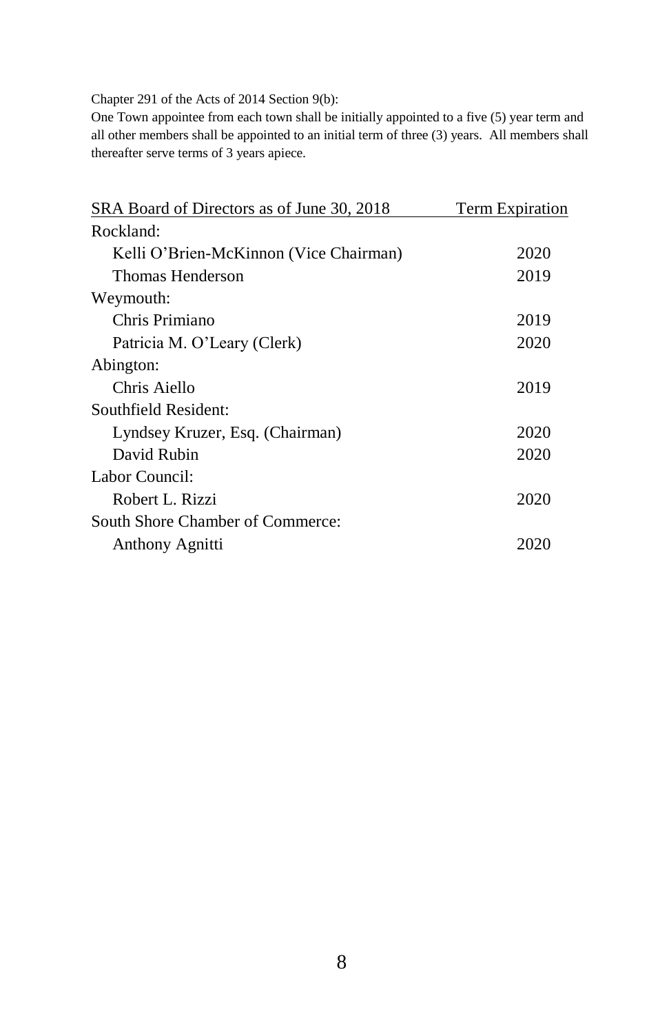Chapter 291 of the Acts of 2014 Section 9(b):
One Town appointee from each town shall be initially appointed to a five (5) year term and all other members shall be appointed to an initial term of three (3) years. All members shall thereafter serve terms of 3 years apiece.

| SRA Board of Directors as of June 30, 2018 | Term Expiration |
|---|---|
| Rockland: | |
| Kelli O'Brien-McKinnon (Vice Chairman) | 2020 |
| Thomas Henderson | 2019 |
| Weymouth: | |
| Chris Primiano | 2019 |
| Patricia M. O'Leary (Clerk) | 2020 |
| Abington: | |
| Chris Aiello | 2019 |
| Southfield Resident: | |
| Lyndsey Kruzer, Esq. (Chairman) | 2020 |
| David Rubin | 2020 |
| Labor Council: | |
| Robert L. Rizzi | 2020 |
| South Shore Chamber of Commerce: | |
| Anthony Agnitti | 2020 |